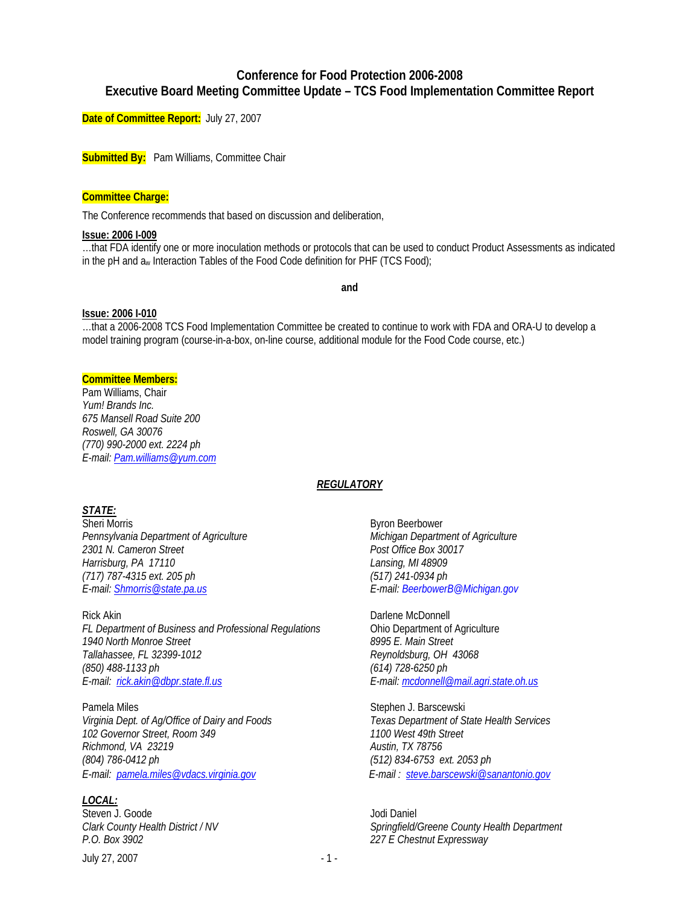# Conference for Food Protection 2006-2008
## Executive Board Meeting Committee Update – TCS Food Implementation Committee Report

**Date of Committee Report:** July 27, 2007

**Submitted By:** Pam Williams, Committee Chair

**Committee Charge:**

The Conference recommends that based on discussion and deliberation,

**Issue: 2006 I-009**
…that FDA identify one or more inoculation methods or protocols that can be used to conduct Product Assessments as indicated in the pH and $a_w$ Interaction Tables of the Food Code definition for PHF (TCS Food);

**and**

**Issue: 2006 I-010**
…that a 2006-2008 TCS Food Implementation Committee be created to continue to work with FDA and ORA-U to develop a model training program (course-in-a-box, on-line course, additional module for the Food Code course, etc.)

**Committee Members:**

Pam Williams, Chair
*Yum! Brands Inc.*
*675 Mansell Road Suite 200*
*Roswell, GA 30076*
*(770) 990-2000 ext. 2224 ph*
*E-mail: Pam.williams@yum.com*

***REGULATORY***

***STATE:***

Sheri Morris
*Pennsylvania Department of Agriculture*
*2301 N. Cameron Street*
*Harrisburg, PA 17110*
*(717) 787-4315 ext. 205 ph*
*E-mail: Shmorris@state.pa.us*

Byron Beerbower
*Michigan Department of Agriculture*
*Post Office Box 30017*
*Lansing, MI 48909*
*(517) 241-0934 ph*
*E-mail: BeerbowerB@Michigan.gov*

Rick Akin
*FL Department of Business and Professional Regulations*
*1940 North Monroe Street*
*Tallahassee, FL 32399-1012*
*(850) 488-1133 ph*
*E-mail: rick.akin@dbpr.state.fl.us*

Darlene McDonnell
Ohio Department of Agriculture
*8995 E. Main Street*
*Reynoldsburg, OH 43068*
*(614) 728-6250 ph*
*E-mail: mcdonnell@mail.agri.state.oh.us*

Pamela Miles
*Virginia Dept. of Ag/Office of Dairy and Foods*
*102 Governor Street, Room 349*
*Richmond, VA 23219*
*(804) 786-0412 ph*
*E-mail: pamela.miles@vdacs.virginia.gov*

Stephen J. Barscewski
*Texas Department of State Health Services*
*1100 West 49th Street*
*Austin, TX 78756*
*(512) 834-6753 ext. 2053 ph*
*E-mail : steve.barscewski@sanantonio.gov*

***LOCAL:***

Steven J. Goode
*Clark County Health District / NV*
*P.O. Box 3902*

Jodi Daniel
*Springfield/Greene County Health Department*
*227 E Chestnut Expressway*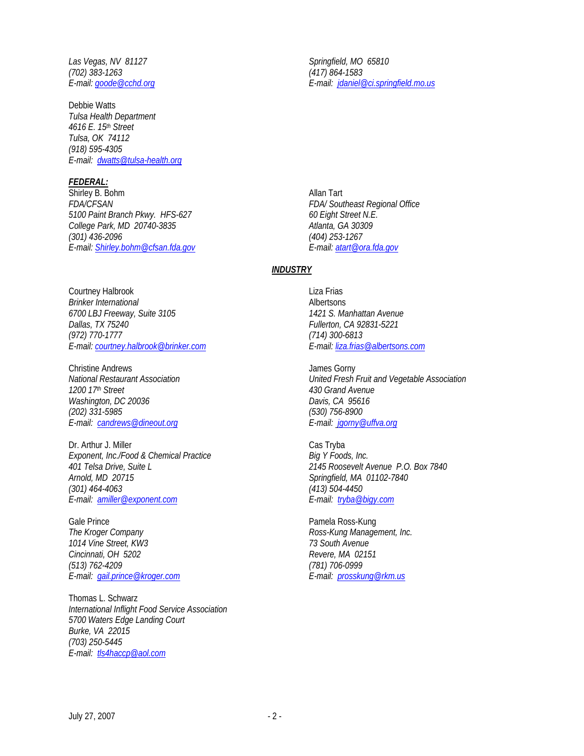*Las Vegas, NV 81127*
*(702) 383-1263*
*E-mail: goode@cchd.org*

*Springfield, MO 65810*
*(417) 864-1583*
*E-mail: jdaniel@ci.springfield.mo.us*

Debbie Watts
*Tulsa Health Department*
*4616 E. 15th Street*
*Tulsa, OK 74112*
*(918) 595-4305*
*E-mail: dwatts@tulsa-health.org*

***FEDERAL:***

Shirley B. Bohm
*FDA/CFSAN*
*5100 Paint Branch Pkwy. HFS-627*
*College Park, MD 20740-3835*
*(301) 436-2096*
*E-mail: Shirley.bohm@cfsan.fda.gov*

Allan Tart
*FDA/ Southeast Regional Office*
*60 Eight Street N.E.*
*Atlanta, GA 30309*
*(404) 253-1267*
*E-mail: atart@ora.fda.gov*

***INDUSTRY***

Courtney Halbrook
*Brinker International*
*6700 LBJ Freeway, Suite 3105*
*Dallas, TX 75240*
*(972) 770-1777*
*E-mail: courtney.halbrook@brinker.com*

Liza Frias
Albertsons
*1421 S. Manhattan Avenue*
*Fullerton, CA 92831-5221*
*(714) 300-6813*
*E-mail: liza.frias@albertsons.com*

Christine Andrews
*National Restaurant Association*
*1200 17th Street*
*Washington, DC 20036*
*(202) 331-5985*
*E-mail: candrews@dineout.org*

James Gorny
*United Fresh Fruit and Vegetable Association*
*430 Grand Avenue*
*Davis, CA 95616*
*(530) 756-8900*
*E-mail: jgorny@uffva.org*

Dr. Arthur J. Miller
*Exponent, Inc./Food & Chemical Practice*
*401 Telsa Drive, Suite L*
*Arnold, MD 20715*
*(301) 464-4063*
*E-mail: amiller@exponent.com*

Cas Tryba
*Big Y Foods, Inc.*
*2145 Roosevelt Avenue P.O. Box 7840*
*Springfield, MA 01102-7840*
*(413) 504-4450*
*E-mail: tryba@bigy.com*

Gale Prince
*The Kroger Company*
*1014 Vine Street, KW3*
*Cincinnati, OH 5202*
*(513) 762-4209*
*E-mail: gail.prince@kroger.com*

Pamela Ross-Kung
*Ross-Kung Management, Inc.*
*73 South Avenue*
*Revere, MA 02151*
*(781) 706-0999*
*E-mail: prosskung@rkm.us*

Thomas L. Schwarz
*International Inflight Food Service Association*
*5700 Waters Edge Landing Court*
*Burke, VA 22015*
*(703) 250-5445*
*E-mail: tls4haccp@aol.com*

July 27, 2007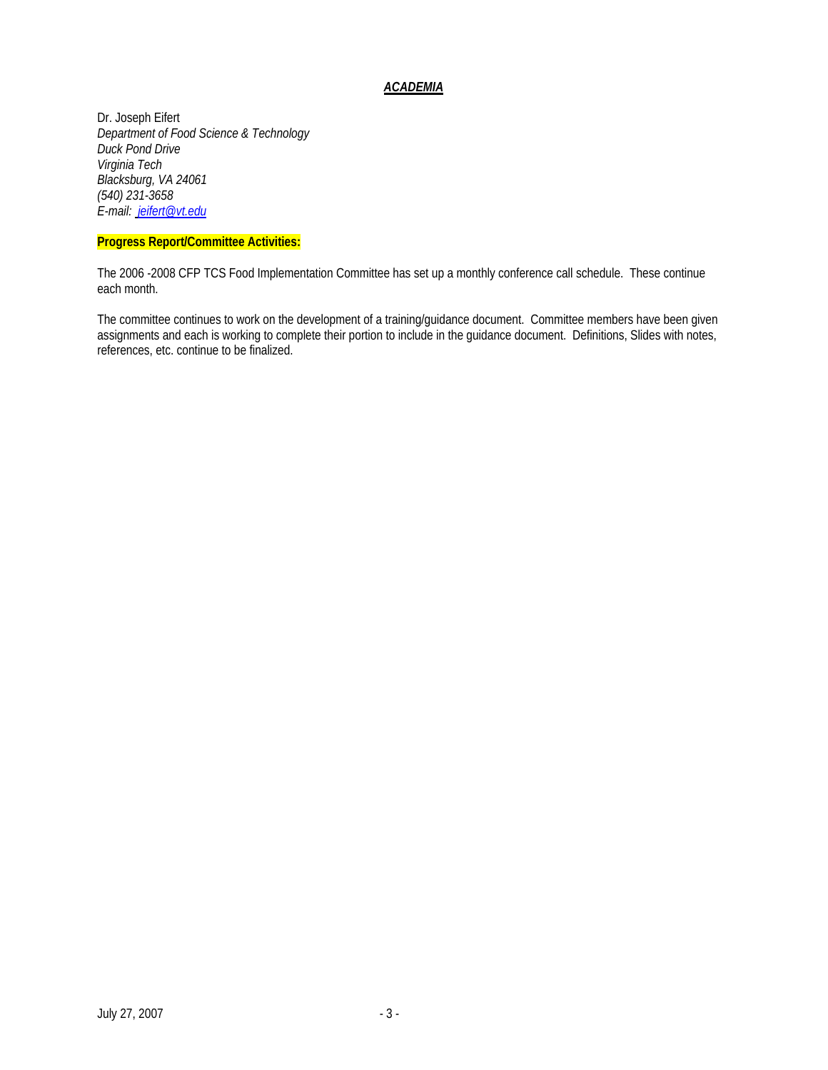## *ACADEMIA*

Dr. Joseph Eifert
*Department of Food Science & Technology*
*Duck Pond Drive*
*Virginia Tech*
*Blacksburg, VA 24061*
*(540) 231-3658*
*E-mail: jeifert@vt.edu*

**Progress Report/Committee Activities:**

The 2006 -2008 CFP TCS Food Implementation Committee has set up a monthly conference call schedule. These continue each month.

The committee continues to work on the development of a training/guidance document. Committee members have been given assignments and each is working to complete their portion to include in the guidance document. Definitions, Slides with notes, references, etc. continue to be finalized.